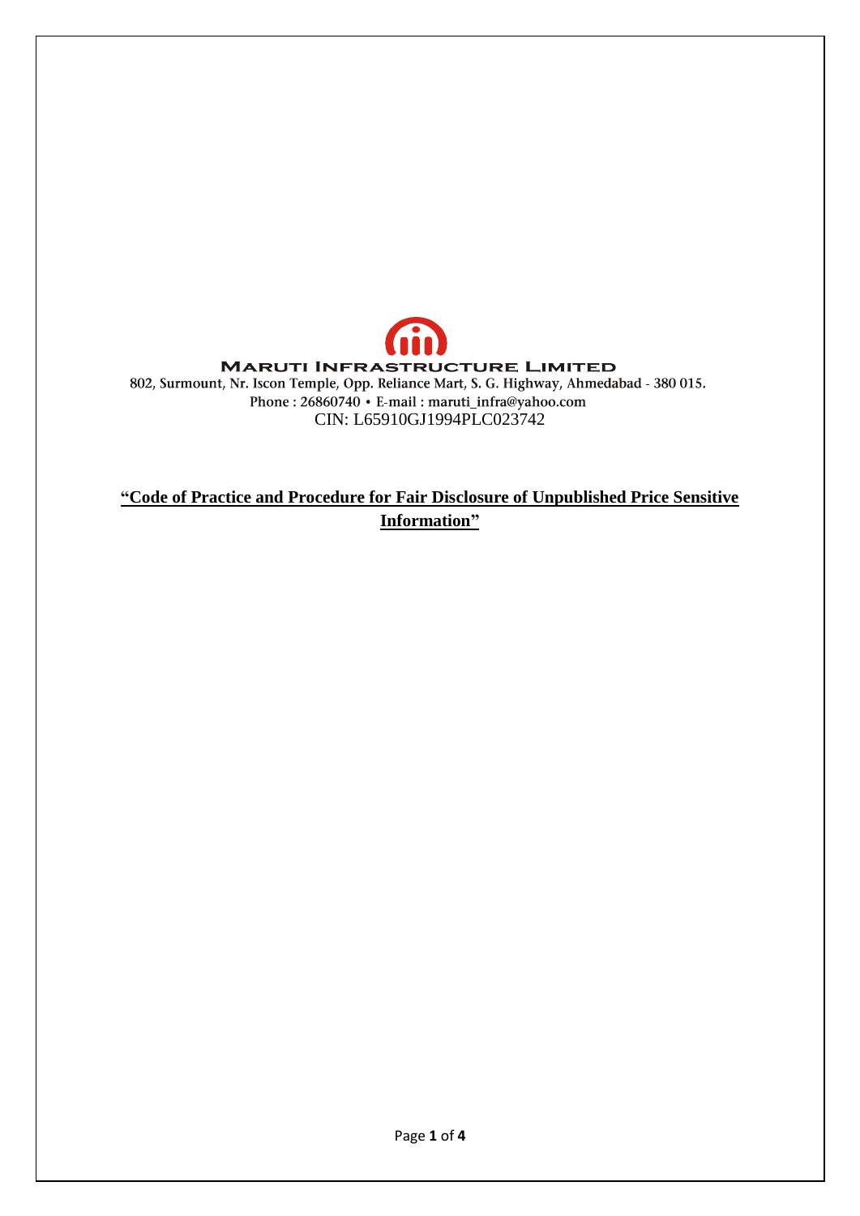**MARUTI INFRASTRUCTURE LIMITED**

802, Surmount, Nr. Iscon Temple, Opp. Reliance Mart, S. G. Highway, Ahmedabad - 380 015.

Phone : 26860740 • E-mail : maruti_infra@yahoo.com

CIN: L65910GJ1994PLC023742

# **"Code of Practice and Procedure for Fair Disclosure of Unpublished Price Sensitive Information"**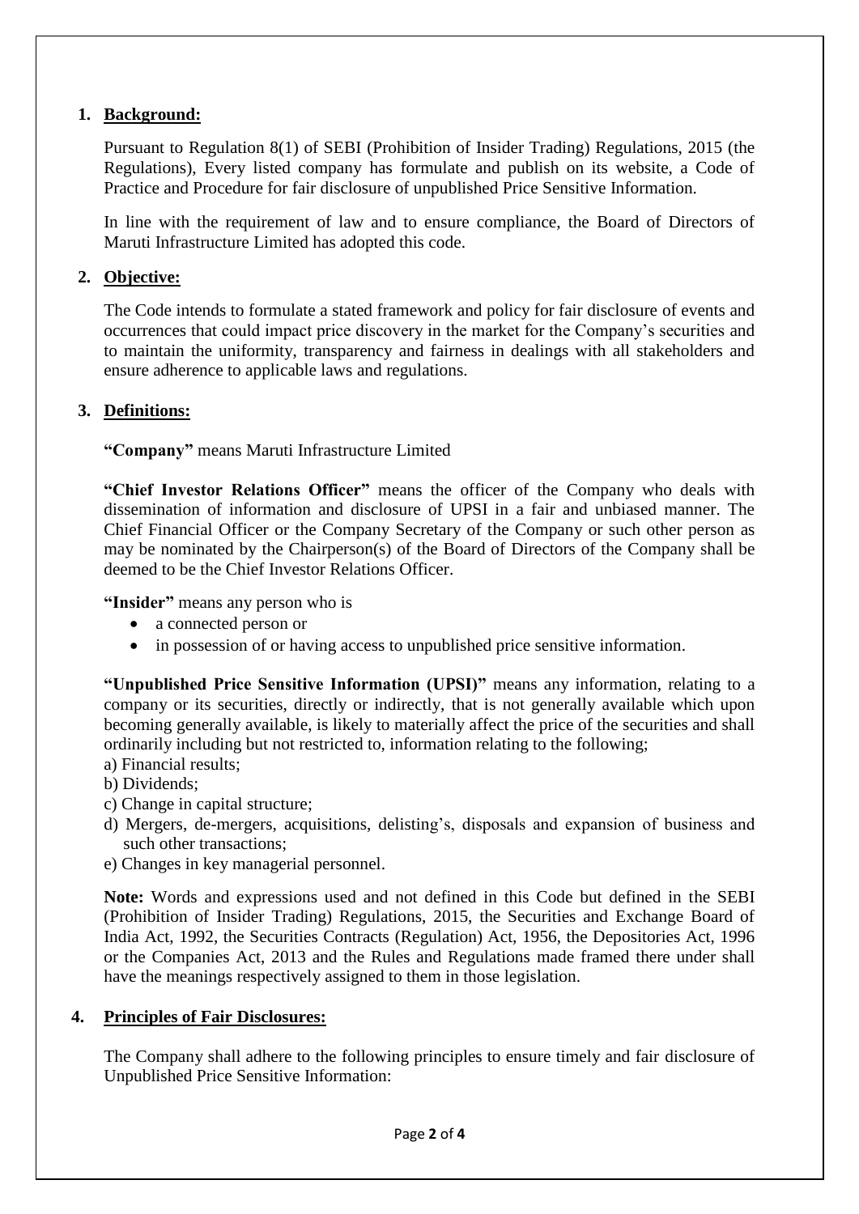## 1. Background:

Pursuant to Regulation 8(1) of SEBI (Prohibition of Insider Trading) Regulations, 2015 (the Regulations), Every listed company has formulate and publish on its website, a Code of Practice and Procedure for fair disclosure of unpublished Price Sensitive Information.

In line with the requirement of law and to ensure compliance, the Board of Directors of Maruti Infrastructure Limited has adopted this code.

## 2. Objective:

The Code intends to formulate a stated framework and policy for fair disclosure of events and occurrences that could impact price discovery in the market for the Company's securities and to maintain the uniformity, transparency and fairness in dealings with all stakeholders and ensure adherence to applicable laws and regulations.

## 3. Definitions:

**"Company"** means Maruti Infrastructure Limited

**"Chief Investor Relations Officer"** means the officer of the Company who deals with dissemination of information and disclosure of UPSI in a fair and unbiased manner. The Chief Financial Officer or the Company Secretary of the Company or such other person as may be nominated by the Chairperson(s) of the Board of Directors of the Company shall be deemed to be the Chief Investor Relations Officer.

**"Insider"** means any person who is

- a connected person or
- in possession of or having access to unpublished price sensitive information.

**"Unpublished Price Sensitive Information (UPSI)"** means any information, relating to a company or its securities, directly or indirectly, that is not generally available which upon becoming generally available, is likely to materially affect the price of the securities and shall ordinarily including but not restricted to, information relating to the following;

a) Financial results;
b) Dividends;
c) Change in capital structure;
d) Mergers, de-mergers, acquisitions, delisting's, disposals and expansion of business and such other transactions;
e) Changes in key managerial personnel.

**Note:** Words and expressions used and not defined in this Code but defined in the SEBI (Prohibition of Insider Trading) Regulations, 2015, the Securities and Exchange Board of India Act, 1992, the Securities Contracts (Regulation) Act, 1956, the Depositories Act, 1996 or the Companies Act, 2013 and the Rules and Regulations made framed there under shall have the meanings respectively assigned to them in those legislation.

## 4. Principles of Fair Disclosures:

The Company shall adhere to the following principles to ensure timely and fair disclosure of Unpublished Price Sensitive Information: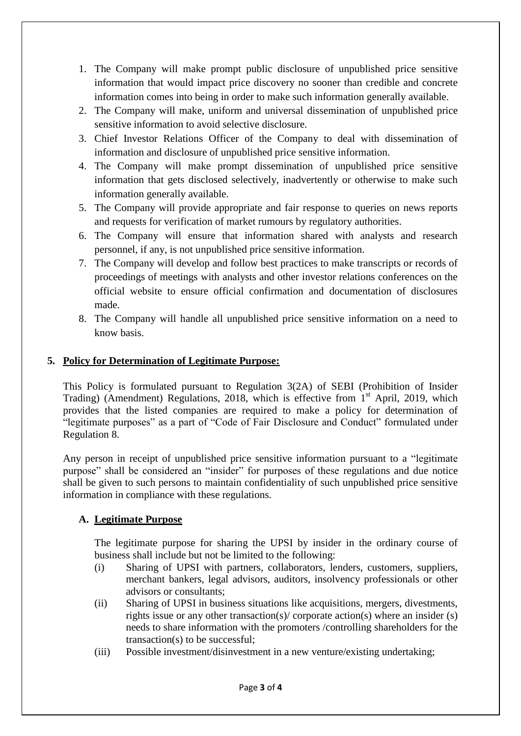1. The Company will make prompt public disclosure of unpublished price sensitive information that would impact price discovery no sooner than credible and concrete information comes into being in order to make such information generally available.
2. The Company will make, uniform and universal dissemination of unpublished price sensitive information to avoid selective disclosure.
3. Chief Investor Relations Officer of the Company to deal with dissemination of information and disclosure of unpublished price sensitive information.
4. The Company will make prompt dissemination of unpublished price sensitive information that gets disclosed selectively, inadvertently or otherwise to make such information generally available.
5. The Company will provide appropriate and fair response to queries on news reports and requests for verification of market rumours by regulatory authorities.
6. The Company will ensure that information shared with analysts and research personnel, if any, is not unpublished price sensitive information.
7. The Company will develop and follow best practices to make transcripts or records of proceedings of meetings with analysts and other investor relations conferences on the official website to ensure official confirmation and documentation of disclosures made.
8. The Company will handle all unpublished price sensitive information on a need to know basis.

## 5. Policy for Determination of Legitimate Purpose:

This Policy is formulated pursuant to Regulation 3(2A) of SEBI (Prohibition of Insider Trading) (Amendment) Regulations, 2018, which is effective from 1st April, 2019, which provides that the listed companies are required to make a policy for determination of "legitimate purposes" as a part of "Code of Fair Disclosure and Conduct" formulated under Regulation 8.

Any person in receipt of unpublished price sensitive information pursuant to a "legitimate purpose" shall be considered an "insider" for purposes of these regulations and due notice shall be given to such persons to maintain confidentiality of such unpublished price sensitive information in compliance with these regulations.

### A. Legitimate Purpose

The legitimate purpose for sharing the UPSI by insider in the ordinary course of business shall include but not be limited to the following:

(i) Sharing of UPSI with partners, collaborators, lenders, customers, suppliers, merchant bankers, legal advisors, auditors, insolvency professionals or other advisors or consultants;

(ii) Sharing of UPSI in business situations like acquisitions, mergers, divestments, rights issue or any other transaction(s)/ corporate action(s) where an insider (s) needs to share information with the promoters /controlling shareholders for the transaction(s) to be successful;

(iii) Possible investment/disinvestment in a new venture/existing undertaking;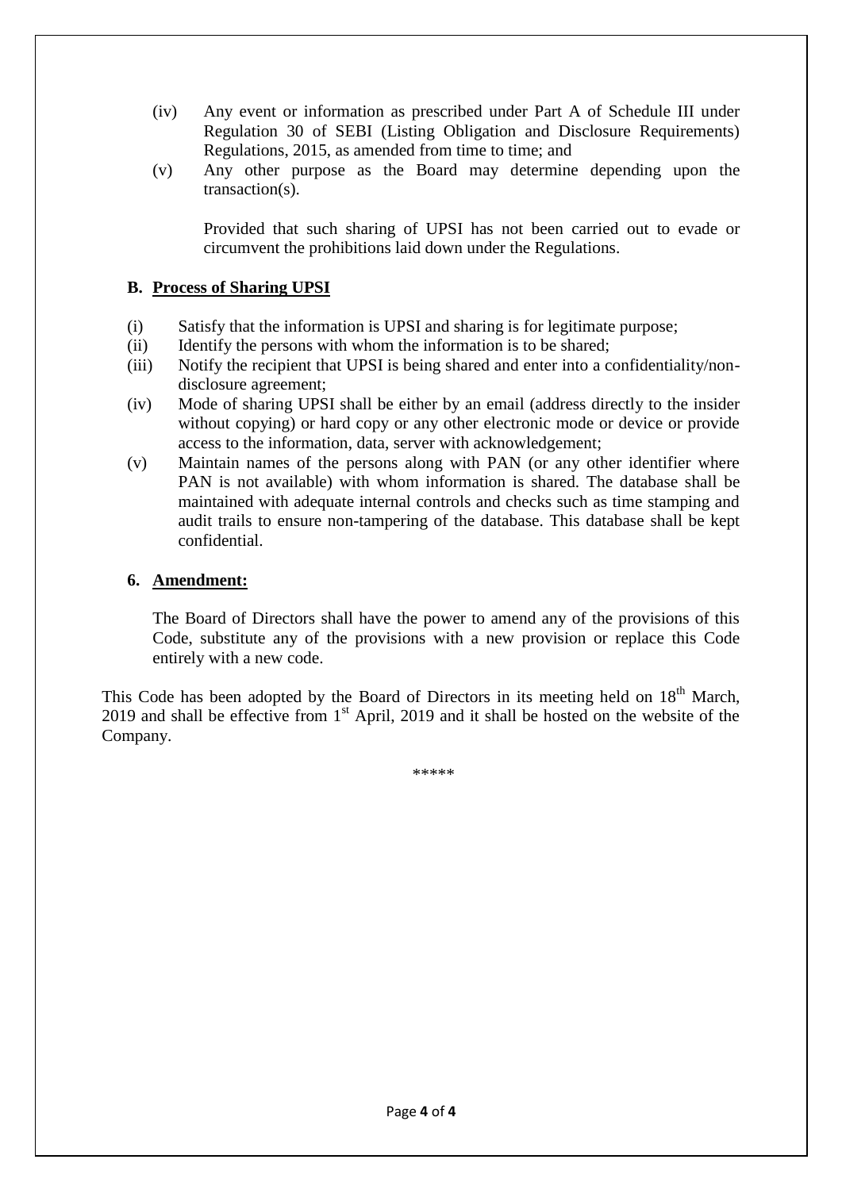(iv) Any event or information as prescribed under Part A of Schedule III under Regulation 30 of SEBI (Listing Obligation and Disclosure Requirements) Regulations, 2015, as amended from time to time; and

(v) Any other purpose as the Board may determine depending upon the transaction(s).

Provided that such sharing of UPSI has not been carried out to evade or circumvent the prohibitions laid down under the Regulations.

**B. <u>Process of Sharing UPSI</u>**

(i) Satisfy that the information is UPSI and sharing is for legitimate purpose;

(ii) Identify the persons with whom the information is to be shared;

(iii) Notify the recipient that UPSI is being shared and enter into a confidentiality/non-disclosure agreement;

(iv) Mode of sharing UPSI shall be either by an email (address directly to the insider without copying) or hard copy or any other electronic mode or device or provide access to the information, data, server with acknowledgement;

(v) Maintain names of the persons along with PAN (or any other identifier where PAN is not available) with whom information is shared. The database shall be maintained with adequate internal controls and checks such as time stamping and audit trails to ensure non-tampering of the database. This database shall be kept confidential.

**6. <u>Amendment:</u>**

The Board of Directors shall have the power to amend any of the provisions of this Code, substitute any of the provisions with a new provision or replace this Code entirely with a new code.

This Code has been adopted by the Board of Directors in its meeting held on 18th March, 2019 and shall be effective from 1st April, 2019 and it shall be hosted on the website of the Company.

*****